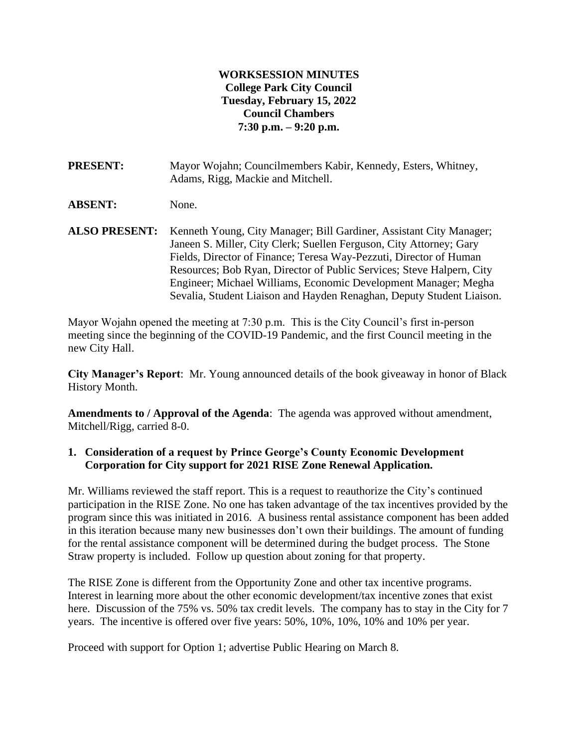**WORKSESSION MINUTES**
**College Park City Council**
**Tuesday, February 15, 2022**
**Council Chambers**
**7:30 p.m. – 9:20 p.m.**

**PRESENT:** Mayor Wojahn; Councilmembers Kabir, Kennedy, Esters, Whitney, Adams, Rigg, Mackie and Mitchell.

**ABSENT:** None.

**ALSO PRESENT:** Kenneth Young, City Manager; Bill Gardiner, Assistant City Manager; Janeen S. Miller, City Clerk; Suellen Ferguson, City Attorney; Gary Fields, Director of Finance; Teresa Way-Pezzuti, Director of Human Resources; Bob Ryan, Director of Public Services; Steve Halpern, City Engineer; Michael Williams, Economic Development Manager; Megha Sevalia, Student Liaison and Hayden Renaghan, Deputy Student Liaison.

Mayor Wojahn opened the meeting at 7:30 p.m. This is the City Council's first in-person meeting since the beginning of the COVID-19 Pandemic, and the first Council meeting in the new City Hall.

**City Manager's Report**: Mr. Young announced details of the book giveaway in honor of Black History Month.

**Amendments to / Approval of the Agenda**: The agenda was approved without amendment, Mitchell/Rigg, carried 8-0.

**1. Consideration of a request by Prince George's County Economic Development Corporation for City support for 2021 RISE Zone Renewal Application.**

Mr. Williams reviewed the staff report. This is a request to reauthorize the City's continued participation in the RISE Zone. No one has taken advantage of the tax incentives provided by the program since this was initiated in 2016. A business rental assistance component has been added in this iteration because many new businesses don't own their buildings. The amount of funding for the rental assistance component will be determined during the budget process. The Stone Straw property is included. Follow up question about zoning for that property.

The RISE Zone is different from the Opportunity Zone and other tax incentive programs. Interest in learning more about the other economic development/tax incentive zones that exist here. Discussion of the 75% vs. 50% tax credit levels. The company has to stay in the City for 7 years. The incentive is offered over five years: 50%, 10%, 10%, 10% and 10% per year.

Proceed with support for Option 1; advertise Public Hearing on March 8.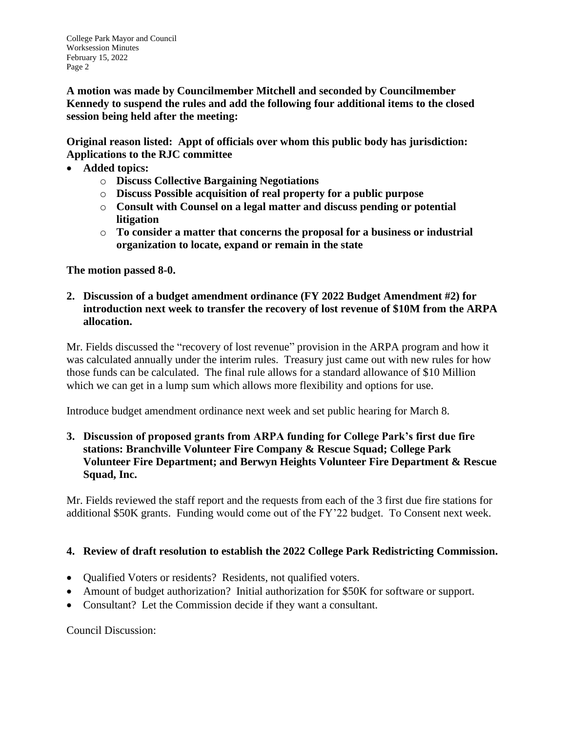**A motion was made by Councilmember Mitchell and seconded by Councilmember Kennedy to suspend the rules and add the following four additional items to the closed session being held after the meeting:**

**Original reason listed: Appt of officials over whom this public body has jurisdiction: Applications to the RJC committee**

- **Added topics:**
    - **Discuss Collective Bargaining Negotiations**
    - **Discuss Possible acquisition of real property for a public purpose**
    - **Consult with Counsel on a legal matter and discuss pending or potential litigation**
    - **To consider a matter that concerns the proposal for a business or industrial organization to locate, expand or remain in the state**

**The motion passed 8-0.**

**2. Discussion of a budget amendment ordinance (FY 2022 Budget Amendment #2) for introduction next week to transfer the recovery of lost revenue of $10M from the ARPA allocation.**

Mr. Fields discussed the "recovery of lost revenue" provision in the ARPA program and how it was calculated annually under the interim rules. Treasury just came out with new rules for how those funds can be calculated. The final rule allows for a standard allowance of $10 Million which we can get in a lump sum which allows more flexibility and options for use.

Introduce budget amendment ordinance next week and set public hearing for March 8.

**3. Discussion of proposed grants from ARPA funding for College Park's first due fire stations: Branchville Volunteer Fire Company & Rescue Squad; College Park Volunteer Fire Department; and Berwyn Heights Volunteer Fire Department & Rescue Squad, Inc.**

Mr. Fields reviewed the staff report and the requests from each of the 3 first due fire stations for additional $50K grants. Funding would come out of the FY'22 budget. To Consent next week.

**4. Review of draft resolution to establish the 2022 College Park Redistricting Commission.**

- Qualified Voters or residents? Residents, not qualified voters.
- Amount of budget authorization? Initial authorization for $50K for software or support.
- Consultant? Let the Commission decide if they want a consultant.

Council Discussion: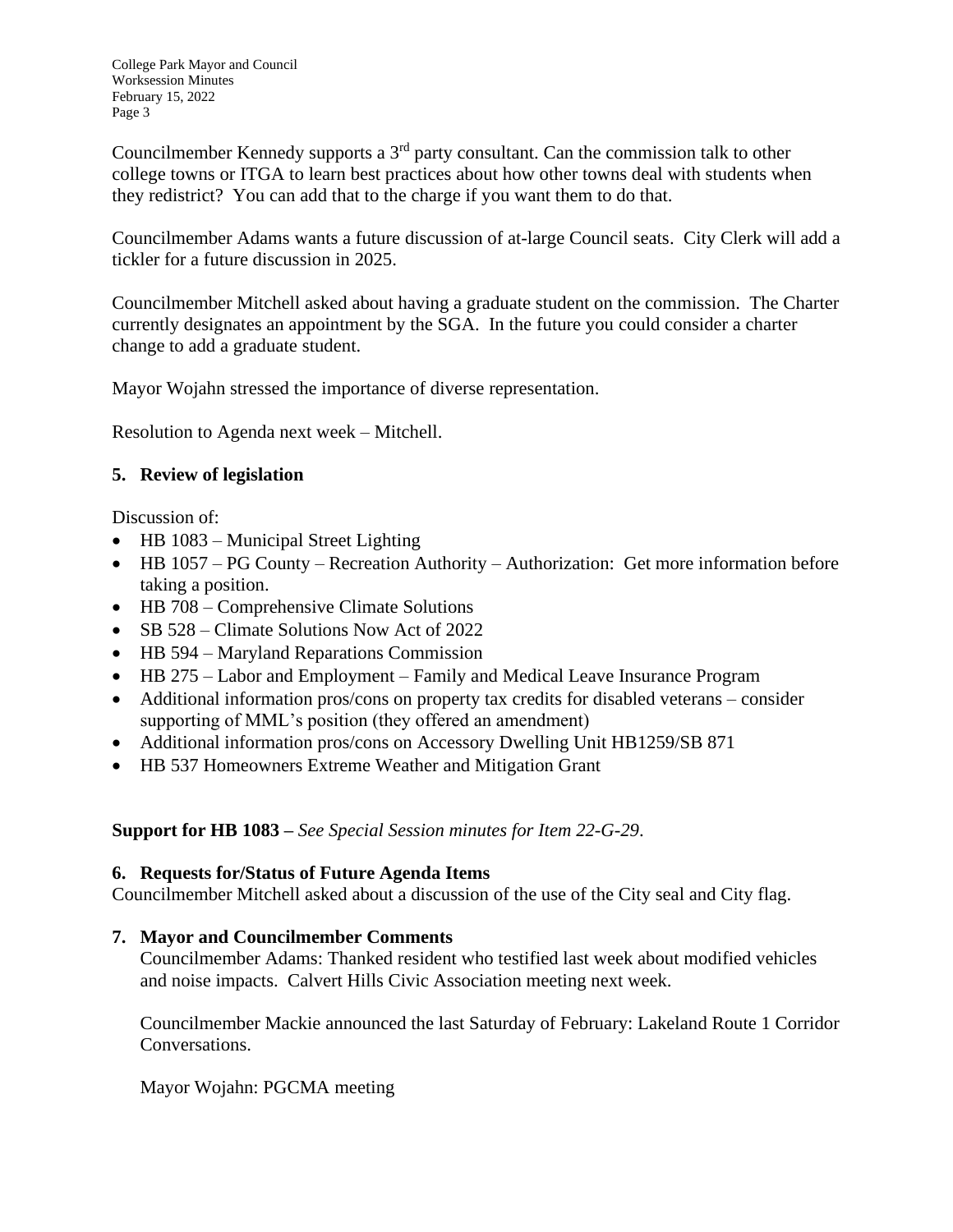Councilmember Kennedy supports a 3rd party consultant. Can the commission talk to other college towns or ITGA to learn best practices about how other towns deal with students when they redistrict? You can add that to the charge if you want them to do that.

Councilmember Adams wants a future discussion of at-large Council seats. City Clerk will add a tickler for a future discussion in 2025.

Councilmember Mitchell asked about having a graduate student on the commission. The Charter currently designates an appointment by the SGA. In the future you could consider a charter change to add a graduate student.

Mayor Wojahn stressed the importance of diverse representation.

Resolution to Agenda next week – Mitchell.

**5. Review of legislation**

Discussion of:

- HB 1083 – Municipal Street Lighting
- HB 1057 – PG County – Recreation Authority – Authorization: Get more information before taking a position.
- HB 708 – Comprehensive Climate Solutions
- SB 528 – Climate Solutions Now Act of 2022
- HB 594 – Maryland Reparations Commission
- HB 275 – Labor and Employment – Family and Medical Leave Insurance Program
- Additional information pros/cons on property tax credits for disabled veterans – consider supporting of MML's position (they offered an amendment)
- Additional information pros/cons on Accessory Dwelling Unit HB1259/SB 871
- HB 537 Homeowners Extreme Weather and Mitigation Grant

**Support for HB 1083 –** *See Special Session minutes for Item 22-G-29*.

**6. Requests for/Status of Future Agenda Items**

Councilmember Mitchell asked about a discussion of the use of the City seal and City flag.

**7. Mayor and Councilmember Comments**

Councilmember Adams: Thanked resident who testified last week about modified vehicles and noise impacts. Calvert Hills Civic Association meeting next week.

Councilmember Mackie announced the last Saturday of February: Lakeland Route 1 Corridor Conversations.

Mayor Wojahn: PGCMA meeting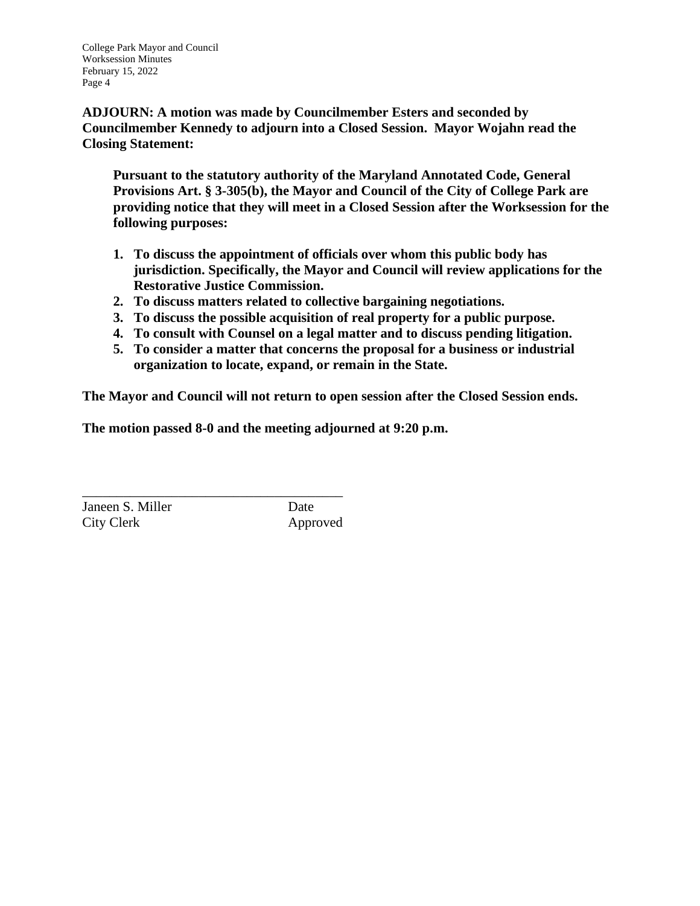**ADJOURN: A motion was made by Councilmember Esters and seconded by Councilmember Kennedy to adjourn into a Closed Session. Mayor Wojahn read the Closing Statement:**

> **Pursuant to the statutory authority of the Maryland Annotated Code, General Provisions Art. § 3-305(b), the Mayor and Council of the City of College Park are providing notice that they will meet in a Closed Session after the Worksession for the following purposes:**
>
> 1. **To discuss the appointment of officials over whom this public body has jurisdiction. Specifically, the Mayor and Council will review applications for the Restorative Justice Commission.**
> 2. **To discuss matters related to collective bargaining negotiations.**
> 3. **To discuss the possible acquisition of real property for a public purpose.**
> 4. **To consult with Counsel on a legal matter and to discuss pending litigation.**
> 5. **To consider a matter that concerns the proposal for a business or industrial organization to locate, expand, or remain in the State.**

**The Mayor and Council will not return to open session after the Closed Session ends.**

**The motion passed 8-0 and the meeting adjourned at 9:20 p.m.**

______________________________________

Janeen S. Miller — Date
City Clerk — Approved